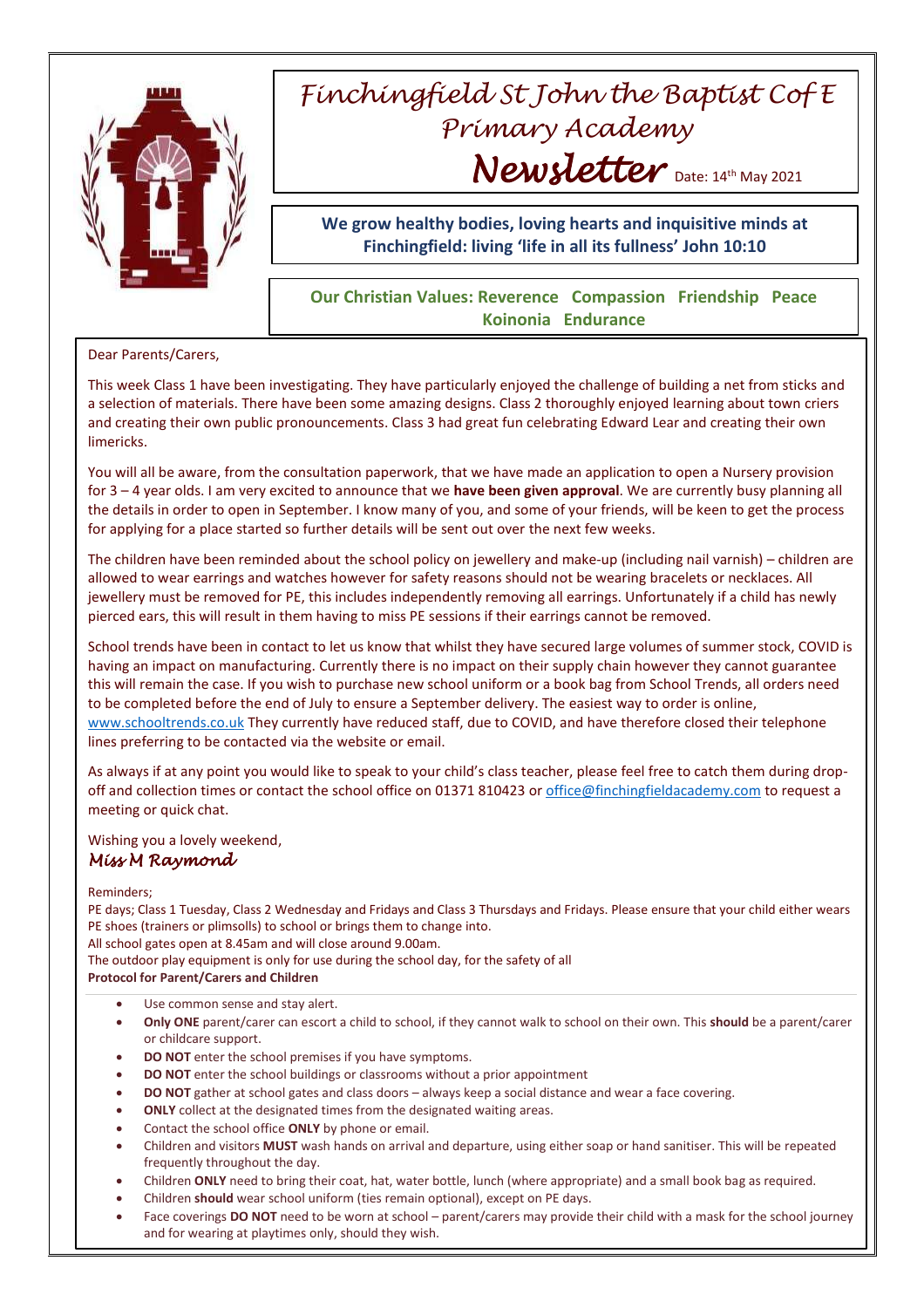# Finchingfield St John the Baptist C of E Primary Academy

## Newsletter

Date: 14th May 2021

**We grow healthy bodies, loving hearts and inquisitive minds at Finchingfield: living 'life in all its fullness' John 10:10**

**Our Christian Values: Reverence Compassion Friendship Peace Koinonia Endurance**

Dear Parents/Carers,

This week Class 1 have been investigating. They have particularly enjoyed the challenge of building a net from sticks and a selection of materials. There have been some amazing designs. Class 2 thoroughly enjoyed learning about town criers and creating their own public pronouncements. Class 3 had great fun celebrating Edward Lear and creating their own limericks.

You will all be aware, from the consultation paperwork, that we have made an application to open a Nursery provision for 3 – 4 year olds. I am very excited to announce that we **have been given approval**. We are currently busy planning all the details in order to open in September. I know many of you, and some of your friends, will be keen to get the process for applying for a place started so further details will be sent out over the next few weeks.

The children have been reminded about the school policy on jewellery and make-up (including nail varnish) – children are allowed to wear earrings and watches however for safety reasons should not be wearing bracelets or necklaces. All jewellery must be removed for PE, this includes independently removing all earrings. Unfortunately if a child has newly pierced ears, this will result in them having to miss PE sessions if their earrings cannot be removed.

School trends have been in contact to let us know that whilst they have secured large volumes of summer stock, COVID is having an impact on manufacturing. Currently there is no impact on their supply chain however they cannot guarantee this will remain the case. If you wish to purchase new school uniform or a book bag from School Trends, all orders need to be completed before the end of July to ensure a September delivery. The easiest way to order is online, www.schooltrends.co.uk They currently have reduced staff, due to COVID, and have therefore closed their telephone lines preferring to be contacted via the website or email.

As always if at any point you would like to speak to your child's class teacher, please feel free to catch them during drop-off and collection times or contact the school office on 01371 810423 or office@finchingfieldacademy.com to request a meeting or quick chat.

Wishing you a lovely weekend,

*Miss M Raymond*

Reminders;

PE days; Class 1 Tuesday, Class 2 Wednesday and Fridays and Class 3 Thursdays and Fridays. Please ensure that your child either wears PE shoes (trainers or plimsolls) to school or brings them to change into.

All school gates open at 8.45am and will close around 9.00am.

The outdoor play equipment is only for use during the school day, for the safety of all

**Protocol for Parent/Carers and Children**

- Use common sense and stay alert.
- **Only ONE** parent/carer can escort a child to school, if they cannot walk to school on their own. This **should** be a parent/carer or childcare support.
- **DO NOT** enter the school premises if you have symptoms.
- **DO NOT** enter the school buildings or classrooms without a prior appointment
- **DO NOT** gather at school gates and class doors – always keep a social distance and wear a face covering.
- **ONLY** collect at the designated times from the designated waiting areas.
- Contact the school office **ONLY** by phone or email.
- Children and visitors **MUST** wash hands on arrival and departure, using either soap or hand sanitiser. This will be repeated frequently throughout the day.
- Children **ONLY** need to bring their coat, hat, water bottle, lunch (where appropriate) and a small book bag as required.
- Children **should** wear school uniform (ties remain optional), except on PE days.
- Face coverings **DO NOT** need to be worn at school – parent/carers may provide their child with a mask for the school journey and for wearing at playtimes only, should they wish.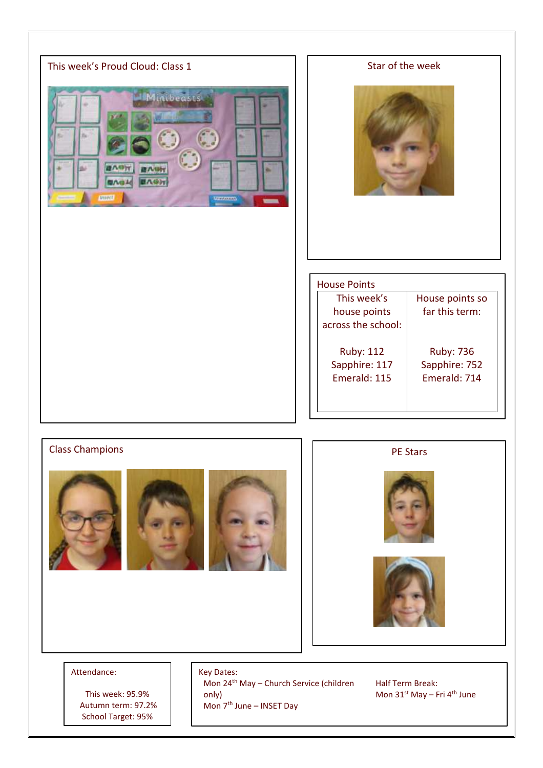## This week's Proud Cloud: Class 1

## Star of the week

## House Points

| This week's house points across the school: | House points so far this term: |
|---|---|
| Ruby: 112<br>Sapphire: 117<br>Emerald: 115 | Ruby: 736<br>Sapphire: 752<br>Emerald: 714 |

## Class Champions

## PE Stars

**Attendance:**

This week: 95.9%
Autumn term: 97.2%
School Target: 95%

**Key Dates:**

Mon 24th May – Church Service (children only)
Mon 7th June – INSET Day

Half Term Break:
Mon 31st May – Fri 4th June